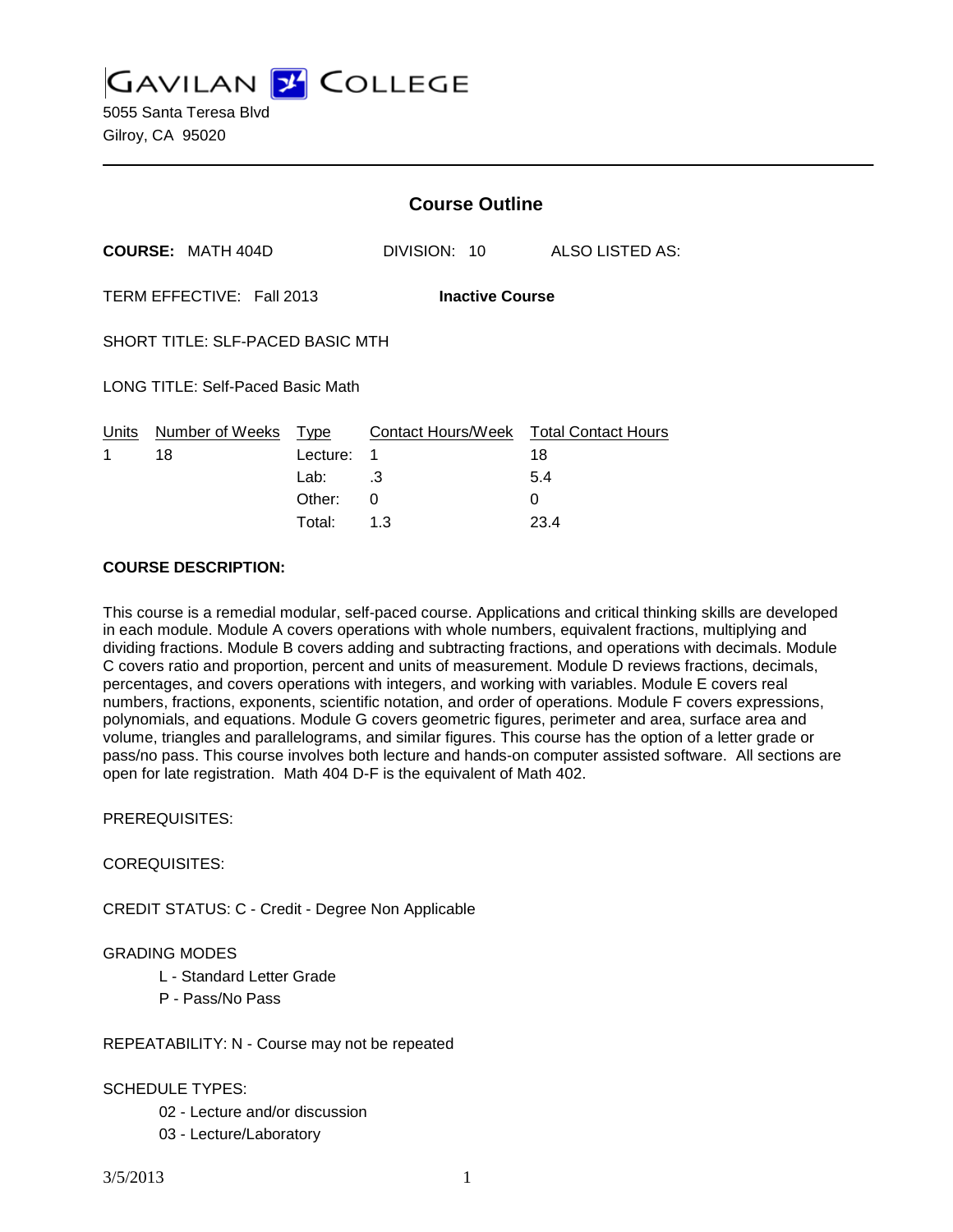# GAVILAN COLLEGE

5055 Santa Teresa Blvd
Gilroy, CA 95020

## Course Outline

**COURSE:** MATH 404D DIVISION: 10 ALSO LISTED AS:

TERM EFFECTIVE: Fall 2013 **Inactive Course**

SHORT TITLE: SLF-PACED BASIC MTH

LONG TITLE: Self-Paced Basic Math

| Units | Number of Weeks | Type | Contact Hours/Week | Total Contact Hours |
|---|---|---|---|---|
| 1 | 18 | Lecture: | 1 | 18 |
| | | Lab: | .3 | 5.4 |
| | | Other: | 0 | 0 |
| | | Total: | 1.3 | 23.4 |

**COURSE DESCRIPTION:**

This course is a remedial modular, self-paced course. Applications and critical thinking skills are developed in each module. Module A covers operations with whole numbers, equivalent fractions, multiplying and dividing fractions. Module B covers adding and subtracting fractions, and operations with decimals. Module C covers ratio and proportion, percent and units of measurement. Module D reviews fractions, decimals, percentages, and covers operations with integers, and working with variables. Module E covers real numbers, fractions, exponents, scientific notation, and order of operations. Module F covers expressions, polynomials, and equations. Module G covers geometric figures, perimeter and area, surface area and volume, triangles and parallelograms, and similar figures. This course has the option of a letter grade or pass/no pass. This course involves both lecture and hands-on computer assisted software. All sections are open for late registration. Math 404 D-F is the equivalent of Math 402.

PREREQUISITES:

COREQUISITES:

CREDIT STATUS: C - Credit - Degree Non Applicable

GRADING MODES

- L - Standard Letter Grade
- P - Pass/No Pass

REPEATABILITY: N - Course may not be repeated

SCHEDULE TYPES:

- 02 - Lecture and/or discussion
- 03 - Lecture/Laboratory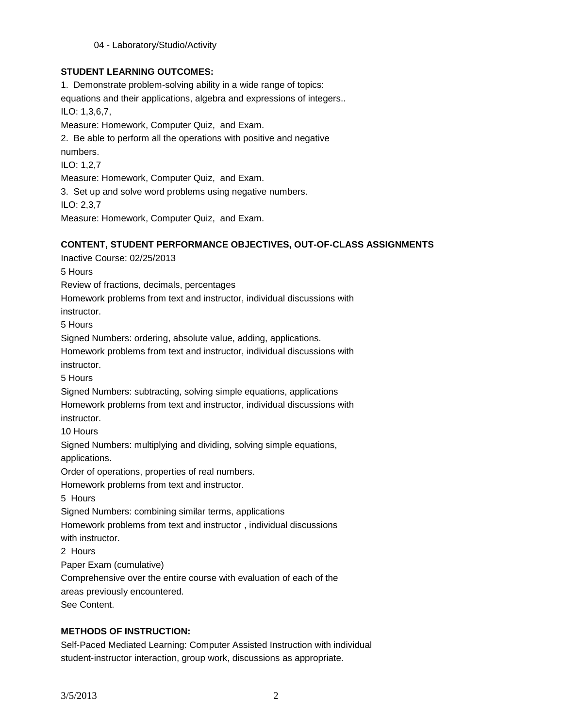04 - Laboratory/Studio/Activity

**STUDENT LEARNING OUTCOMES:**

1. Demonstrate problem-solving ability in a wide range of topics: equations and their applications, algebra and expressions of integers..
ILO: 1,3,6,7,
Measure: Homework, Computer Quiz, and Exam.
2. Be able to perform all the operations with positive and negative numbers.
ILO: 1,2,7
Measure: Homework, Computer Quiz, and Exam.
3. Set up and solve word problems using negative numbers.
ILO: 2,3,7
Measure: Homework, Computer Quiz, and Exam.

**CONTENT, STUDENT PERFORMANCE OBJECTIVES, OUT-OF-CLASS ASSIGNMENTS**

Inactive Course: 02/25/2013

5 Hours

Review of fractions, decimals, percentages

Homework problems from text and instructor, individual discussions with instructor.

5 Hours

Signed Numbers: ordering, absolute value, adding, applications.

Homework problems from text and instructor, individual discussions with instructor.

5 Hours

Signed Numbers: subtracting, solving simple equations, applications

Homework problems from text and instructor, individual discussions with instructor.

10 Hours

Signed Numbers: multiplying and dividing, solving simple equations, applications.

Order of operations, properties of real numbers.

Homework problems from text and instructor.

5 Hours

Signed Numbers: combining similar terms, applications

Homework problems from text and instructor , individual discussions with instructor.

2 Hours

Paper Exam (cumulative)

Comprehensive over the entire course with evaluation of each of the areas previously encountered.

See Content.

**METHODS OF INSTRUCTION:**

Self-Paced Mediated Learning: Computer Assisted Instruction with individual student-instructor interaction, group work, discussions as appropriate.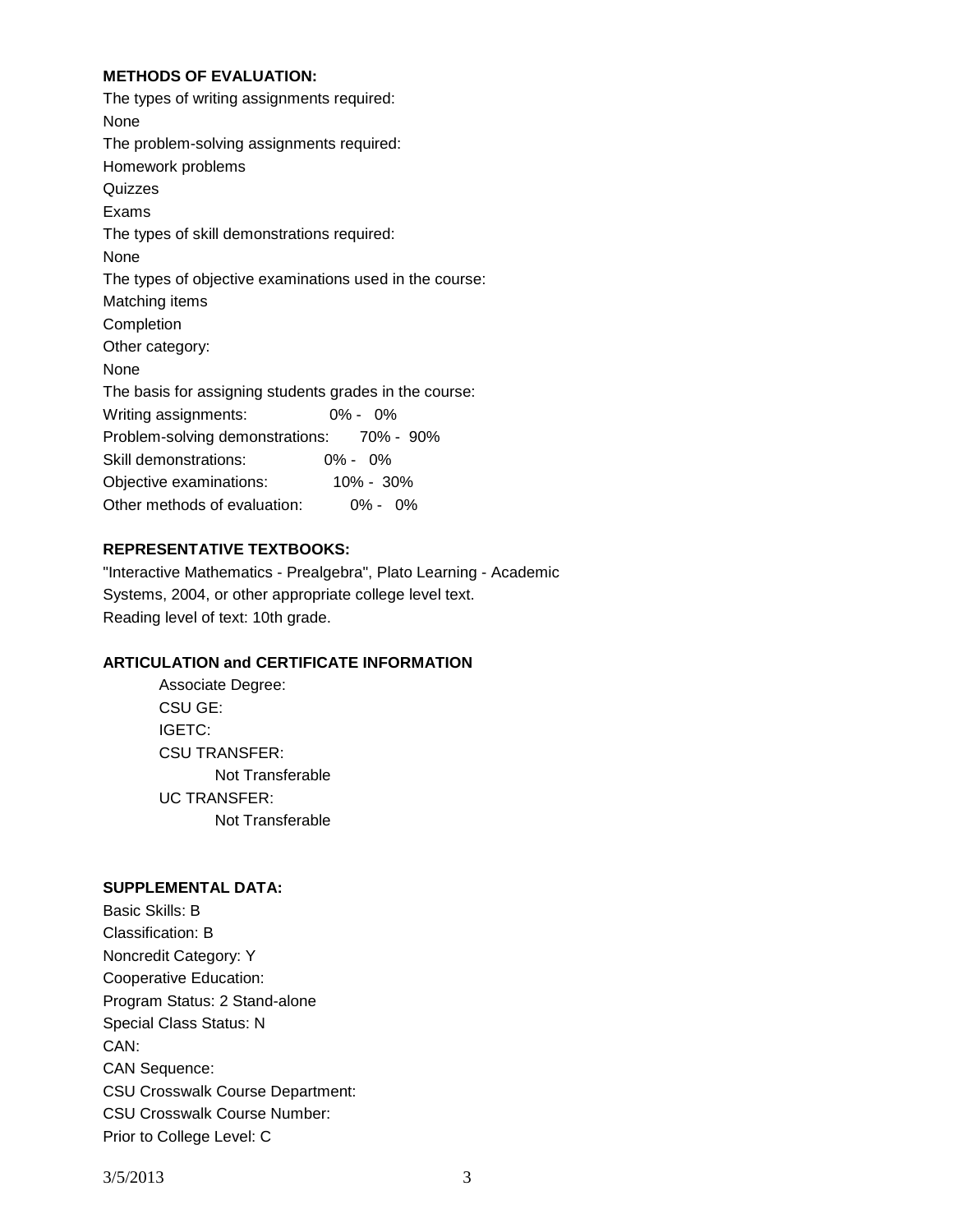**METHODS OF EVALUATION:**

The types of writing assignments required:

None

The problem-solving assignments required:

Homework problems

Quizzes

Exams

The types of skill demonstrations required:

None

The types of objective examinations used in the course:

Matching items

Completion

Other category:

None

The basis for assigning students grades in the course:

| | |
|---|---|
| Writing assignments: | 0% - 0% |
| Problem-solving demonstrations: | 70% - 90% |
| Skill demonstrations: | 0% - 0% |
| Objective examinations: | 10% - 30% |
| Other methods of evaluation: | 0% - 0% |

**REPRESENTATIVE TEXTBOOKS:**

"Interactive Mathematics - Prealgebra", Plato Learning - Academic Systems, 2004, or other appropriate college level text.

Reading level of text: 10th grade.

**ARTICULATION and CERTIFICATE INFORMATION**

Associate Degree:

CSU GE:

IGETC:

CSU TRANSFER:

Not Transferable

UC TRANSFER:

Not Transferable

**SUPPLEMENTAL DATA:**

Basic Skills: B

Classification: B

Noncredit Category: Y

Cooperative Education:

Program Status: 2 Stand-alone

Special Class Status: N

CAN:

CAN Sequence:

CSU Crosswalk Course Department:

CSU Crosswalk Course Number:

Prior to College Level: C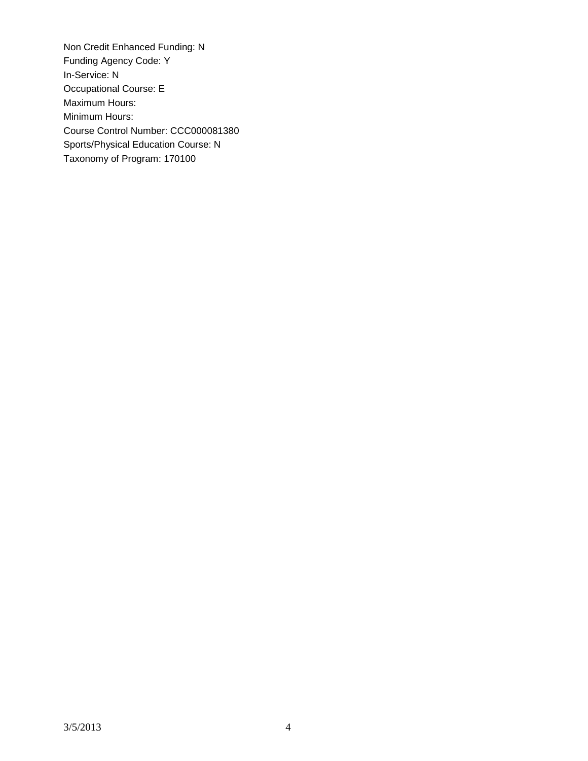Non Credit Enhanced Funding: N

Funding Agency Code: Y

In-Service: N

Occupational Course: E

Maximum Hours:

Minimum Hours:

Course Control Number: CCC000081380

Sports/Physical Education Course: N

Taxonomy of Program: 170100